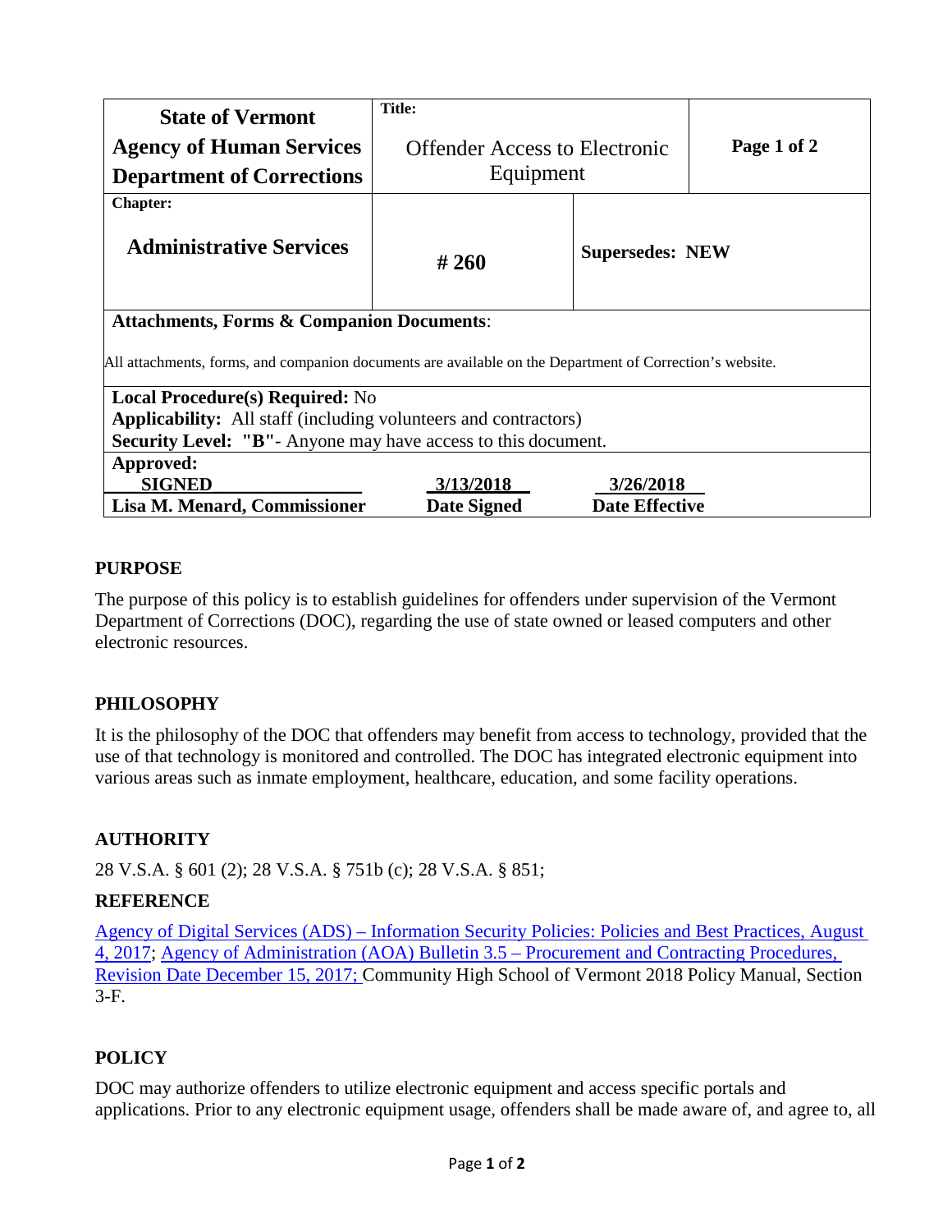| State of Vermont<br>Agency of Human Services<br>Department of Corrections | **Title:**<br>Offender Access to Electronic Equipment | | **Page 1 of 2** |
|---|---|---|---|
| **Chapter:**<br>**Administrative Services** | **# 260** | **Supersedes: NEW** | |
| **Attachments, Forms & Companion Documents**:<br>All attachments, forms, and companion documents are available on the Department of Correction's website. | | | |
| **Local Procedure(s) Required:** No<br>**Applicability:** All staff (including volunteers and contractors)<br>**Security Level: "B"**- Anyone may have access to this document. | | | |
| **Approved:**<br>**SIGNED**<br>**Lisa M. Menard, Commissioner** | **3/13/2018**<br>**Date Signed** | **3/26/2018**<br>**Date Effective** | |

## PURPOSE

The purpose of this policy is to establish guidelines for offenders under supervision of the Vermont Department of Corrections (DOC), regarding the use of state owned or leased computers and other electronic resources.

## PHILOSOPHY

It is the philosophy of the DOC that offenders may benefit from access to technology, provided that the use of that technology is monitored and controlled. The DOC has integrated electronic equipment into various areas such as inmate employment, healthcare, education, and some facility operations.

## AUTHORITY

28 V.S.A. § 601 (2); 28 V.S.A. § 751b (c); 28 V.S.A. § 851;

## REFERENCE

Agency of Digital Services (ADS) – Information Security Policies: Policies and Best Practices, August 4, 2017; Agency of Administration (AOA) Bulletin 3.5 – Procurement and Contracting Procedures, Revision Date December 15, 2017; Community High School of Vermont 2018 Policy Manual, Section 3-F.

## POLICY

DOC may authorize offenders to utilize electronic equipment and access specific portals and applications. Prior to any electronic equipment usage, offenders shall be made aware of, and agree to, all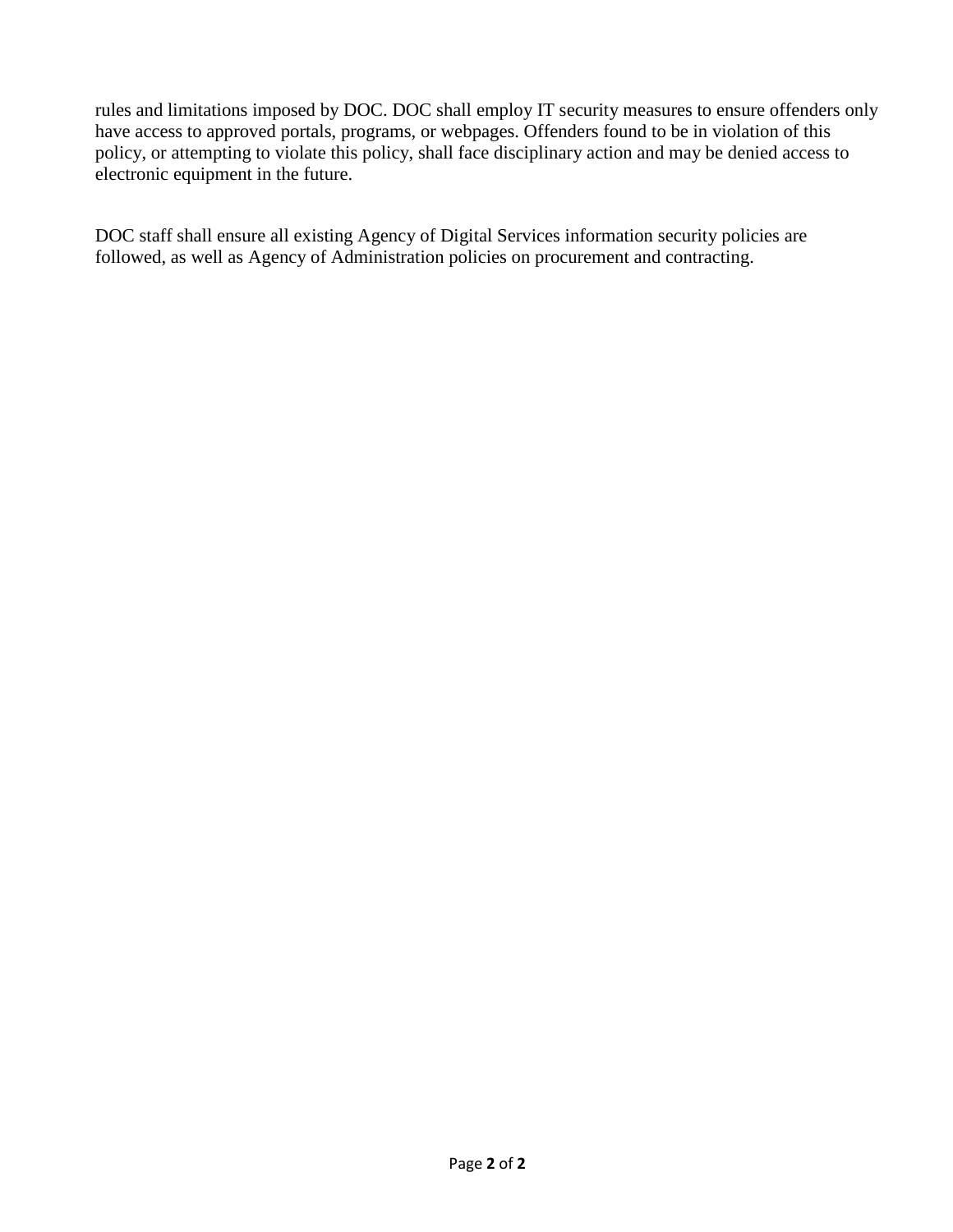rules and limitations imposed by DOC. DOC shall employ IT security measures to ensure offenders only have access to approved portals, programs, or webpages. Offenders found to be in violation of this policy, or attempting to violate this policy, shall face disciplinary action and may be denied access to electronic equipment in the future.

DOC staff shall ensure all existing Agency of Digital Services information security policies are followed, as well as Agency of Administration policies on procurement and contracting.